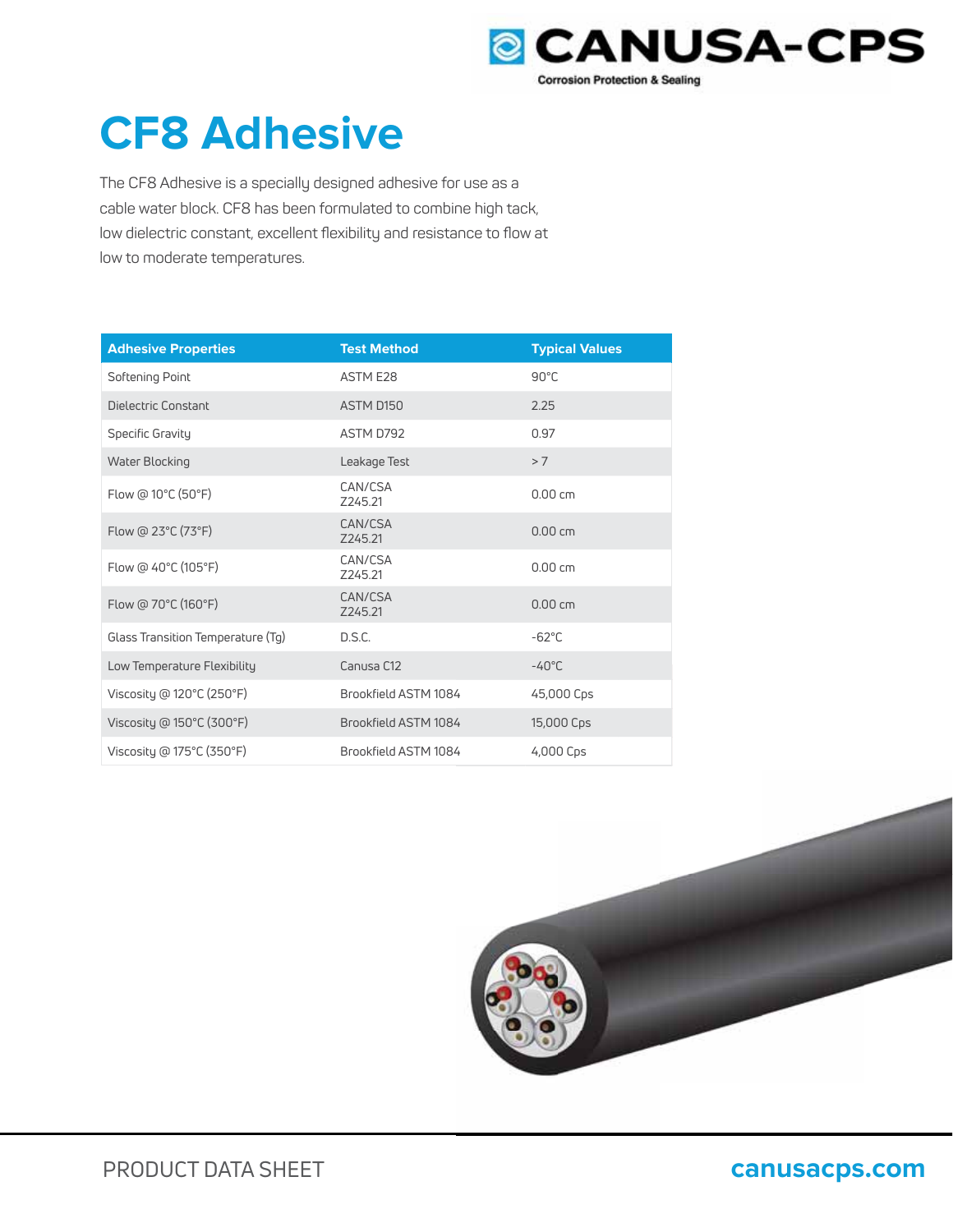# CF8 Adhesive

The CF8 Adhesive is a specially designed adhesive for use as a cable water block. CF8 has been formulated to combine high tack, low dielectric constant, excellent flexibility and resistance to flow at low to moderate temperatures.

| Adhesive Properties | Test Method | Typical Values |
| --- | --- | --- |
| Softening Point | ASTM E28 | 90°C |
| Dielectric Constant | ASTM D150 | 2.25 |
| Specific Gravity | ASTM D792 | 0.97 |
| Water Blocking | Leakage Test | > 7 |
| Flow @ 10°C (50°F) | CAN/CSA Z245.21 | 0.00 cm |
| Flow @ 23°C (73°F) | CAN/CSA Z245.21 | 0.00 cm |
| Flow @ 40°C (105°F) | CAN/CSA Z245.21 | 0.00 cm |
| Flow @ 70°C (160°F) | CAN/CSA Z245.21 | 0.00 cm |
| Glass Transition Temperature (Tg) | D.S.C. | -62°C |
| Low Temperature Flexibility | Canusa C12 | -40°C |
| Viscosity @ 120°C (250°F) | Brookfield ASTM 1084 | 45,000 Cps |
| Viscosity @ 150°C (300°F) | Brookfield ASTM 1084 | 15,000 Cps |
| Viscosity @ 175°C (350°F) | Brookfield ASTM 1084 | 4,000 Cps |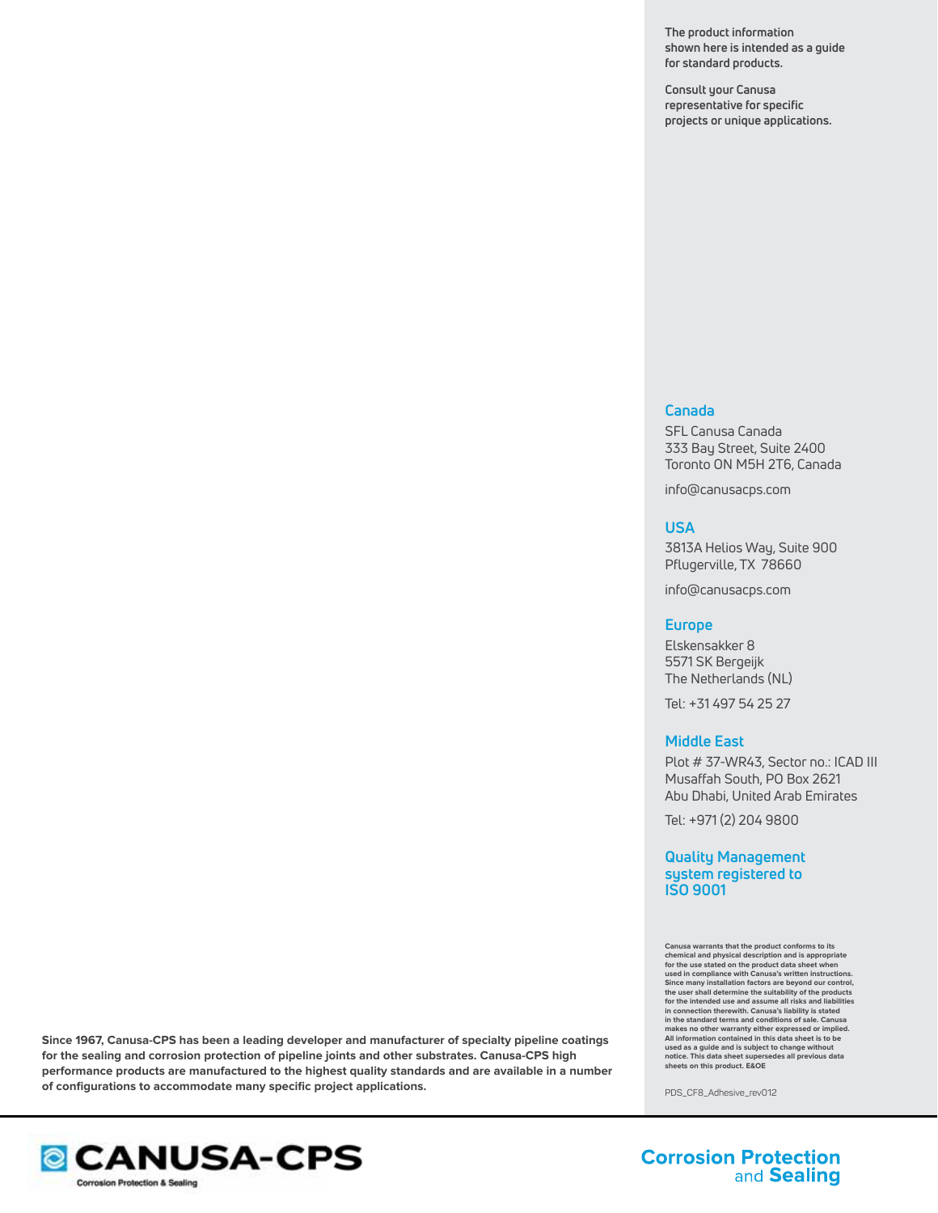The product information shown here is intended as a guide for standard products.

Consult your Canusa representative for specific projects or unique applications.

## Canada

SFL Canusa Canada
333 Bay Street, Suite 2400
Toronto ON M5H 2T6, Canada

info@canusacps.com

## USA

3813A Helios Way, Suite 900
Pflugerville, TX 78660

info@canusacps.com

## Europe

Elskensakker 8
5571 SK Bergeijk
The Netherlands (NL)

Tel: +31 497 54 25 27

## Middle East

Plot # 37-WR43, Sector no.: ICAD III
Musaffah South, PO Box 2621
Abu Dhabi, United Arab Emirates

Tel: +971 (2) 204 9800

## Quality Management system registered to ISO 9001

Canusa warrants that the product conforms to its chemical and physical description and is appropriate for the use stated on the product data sheet when used in compliance with Canusa's written instructions. Since many installation factors are beyond our control, the user shall determine the suitability of the products for the intended use and assume all risks and liabilities in connection therewith. Canusa's liability is stated in the standard terms and conditions of sale. Canusa makes no other warranty either expressed or implied. All information contained in this data sheet is to be used as a guide and is subject to change without notice. This data sheet supersedes all previous data sheets on this product. E&OE

PDS_CF8_Adhesive_rev012

**Since 1967, Canusa-CPS has been a leading developer and manufacturer of specialty pipeline coatings for the sealing and corrosion protection of pipeline joints and other substrates. Canusa-CPS high performance products are manufactured to the highest quality standards and are available in a number of configurations to accommodate many specific project applications.**

CANUSA-CPS
Corrosion Protection & Sealing

Corrosion Protection and Sealing